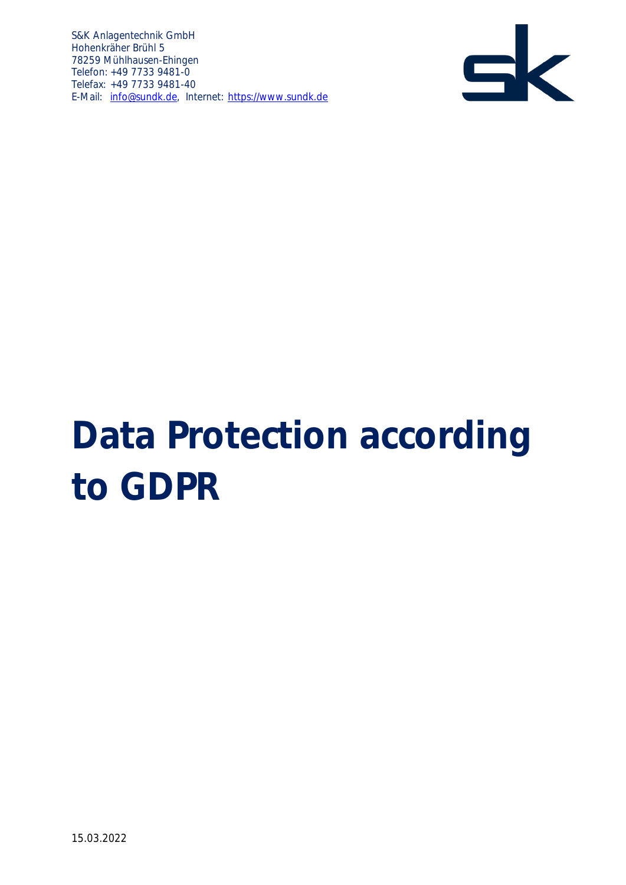S&K Anlagentechnik GmbH
Hohenkräher Brühl 5
78259 Mühlhausen-Ehingen
Telefon: +49 7733 9481-0
Telefax: +49 7733 9481-40
E-Mail: info@sundk.de, Internet: https://www.sundk.de

# Data Protection according to GDPR

15.03.2022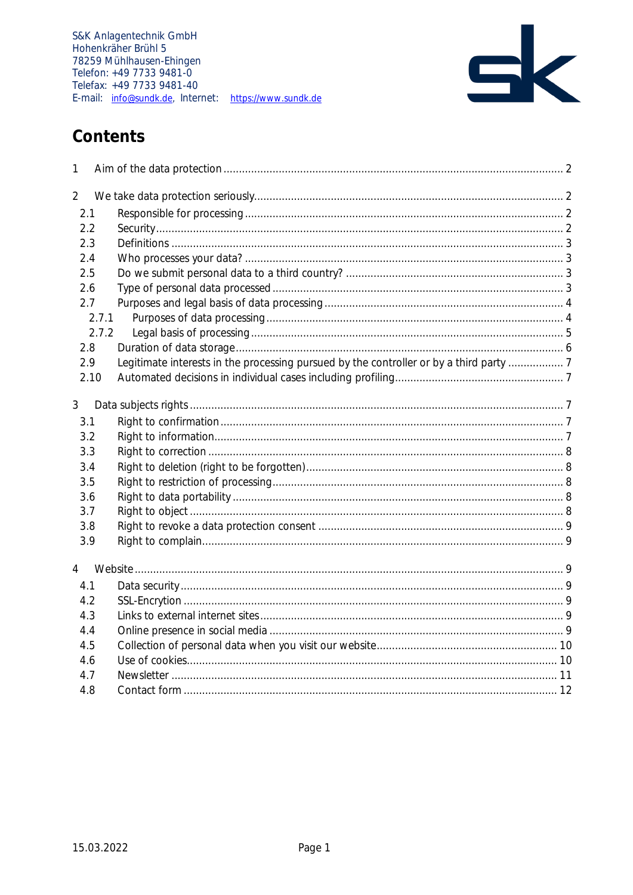S&K Anlagentechnik GmbH
Hohenkräher Brühl 5
78259 Mühlhausen-Ehingen
Telefon: +49 7733 9481-0
Telefax: +49 7733 9481-40
E-mail: info@sundk.de, Internet: https://www.sundk.de

# Contents

1 Aim of the data protection ........ 2

2 We take data protection seriously ........ 2
- 2.1 Responsible for processing ........ 2
- 2.2 Security ........ 2
- 2.3 Definitions ........ 3
- 2.4 Who processes your data? ........ 3
- 2.5 Do we submit personal data to a third country? ........ 3
- 2.6 Type of personal data processed ........ 3
- 2.7 Purposes and legal basis of data processing ........ 4
  - 2.7.1 Purposes of data processing ........ 4
  - 2.7.2 Legal basis of processing ........ 5
- 2.8 Duration of data storage ........ 6
- 2.9 Legitimate interests in the processing pursued by the controller or by a third party ........ 7
- 2.10 Automated decisions in individual cases including profiling ........ 7

3 Data subjects rights ........ 7
- 3.1 Right to confirmation ........ 7
- 3.2 Right to information ........ 7
- 3.3 Right to correction ........ 8
- 3.4 Right to deletion (right to be forgotten) ........ 8
- 3.5 Right to restriction of processing ........ 8
- 3.6 Right to data portability ........ 8
- 3.7 Right to object ........ 8
- 3.8 Right to revoke a data protection consent ........ 9
- 3.9 Right to complain ........ 9

4 Website ........ 9
- 4.1 Data security ........ 9
- 4.2 SSL-Encryption ........ 9
- 4.3 Links to external internet sites ........ 9
- 4.4 Online presence in social media ........ 9
- 4.5 Collection of personal data when you visit our website ........ 10
- 4.6 Use of cookies ........ 10
- 4.7 Newsletter ........ 11
- 4.8 Contact form ........ 12

15.03.2022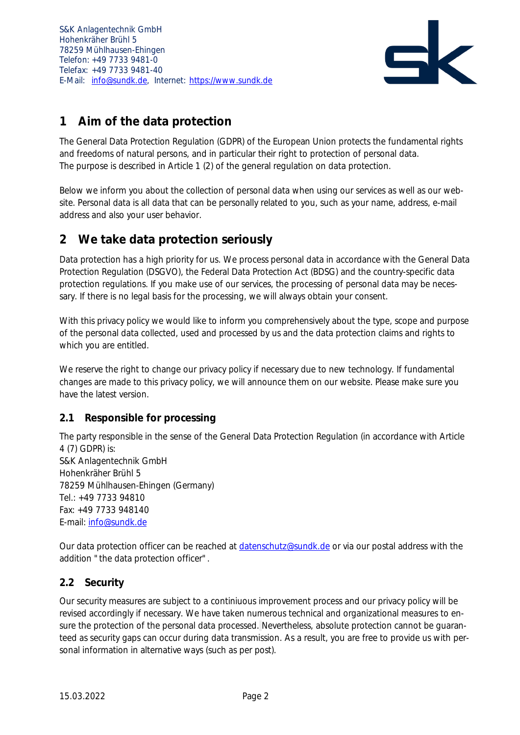# 1 Aim of the data protection

The General Data Protection Regulation (GDPR) of the European Union protects the fundamental rights and freedoms of natural persons, and in particular their right to protection of personal data. The purpose is described in Article 1 (2) of the general regulation on data protection.

Below we inform you about the collection of personal data when using our services as well as our website. Personal data is all data that can be personally related to you, such as your name, address, e-mail address and also your user behavior.

# 2 We take data protection seriously

Data protection has a high priority for us. We process personal data in accordance with the General Data Protection Regulation (DSGVO), the Federal Data Protection Act (BDSG) and the country-specific data protection regulations. If you make use of our services, the processing of personal data may be necessary. If there is no legal basis for the processing, we will always obtain your consent.

With this privacy policy we would like to inform you comprehensively about the type, scope and purpose of the personal data collected, used and processed by us and the data protection claims and rights to which you are entitled.

We reserve the right to change our privacy policy if necessary due to new technology. If fundamental changes are made to this privacy policy, we will announce them on our website. Please make sure you have the latest version.

## 2.1 Responsible for processing

The party responsible in the sense of the General Data Protection Regulation (in accordance with Article 4 (7) GDPR) is:
S&K Anlagentechnik GmbH
Hohenkräher Brühl 5
78259 Mühlhausen-Ehingen (Germany)
Tel.: +49 7733 94810
Fax: +49 7733 948140
E-mail: info@sundk.de

Our data protection officer can be reached at datenschutz@sundk.de or via our postal address with the addition " the data protection officer".

## 2.2 Security

Our security measures are subject to a continiuous improvement process and our privacy policy will be revised accordingly if necessary. We have taken numerous technical and organizational measures to ensure the protection of the personal data processed. Nevertheless, absolute protection cannot be guaranteed as security gaps can occur during data transmission. As a result, you are free to provide us with personal information in alternative ways (such as per post).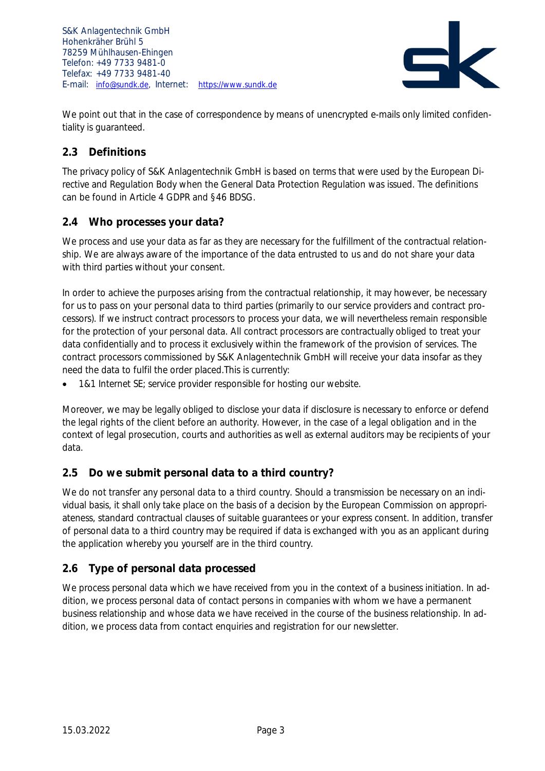We point out that in the case of correspondence by means of unencrypted e-mails only limited confidentiality is guaranteed.

## 2.3 Definitions

The privacy policy of S&K Anlagentechnik GmbH is based on terms that were used by the European Directive and Regulation Body when the General Data Protection Regulation was issued. The definitions can be found in Article 4 GDPR and §46 BDSG.

## 2.4 Who processes your data?

We process and use your data as far as they are necessary for the fulfillment of the contractual relationship. We are always aware of the importance of the data entrusted to us and do not share your data with third parties without your consent.

In order to achieve the purposes arising from the contractual relationship, it may however, be necessary for us to pass on your personal data to third parties (primarily to our service providers and contract processors). If we instruct contract processors to process your data, we will nevertheless remain responsible for the protection of your personal data. All contract processors are contractually obliged to treat your data confidentially and to process it exclusively within the framework of the provision of services. The contract processors commissioned by S&K Anlagentechnik GmbH will receive your data insofar as they need the data to fulfil the order placed.This is currently:

- 1&1 Internet SE; service provider responsible for hosting our website.

Moreover, we may be legally obliged to disclose your data if disclosure is necessary to enforce or defend the legal rights of the client before an authority. However, in the case of a legal obligation and in the context of legal prosecution, courts and authorities as well as external auditors may be recipients of your data.

## 2.5 Do we submit personal data to a third country?

We do not transfer any personal data to a third country. Should a transmission be necessary on an individual basis, it shall only take place on the basis of a decision by the European Commission on appropriateness, standard contractual clauses of suitable guarantees or your express consent. In addition, transfer of personal data to a third country may be required if data is exchanged with you as an applicant during the application whereby you yourself are in the third country.

## 2.6 Type of personal data processed

We process personal data which we have received from you in the context of a business initiation. In addition, we process personal data of contact persons in companies with whom we have a permanent business relationship and whose data we have received in the course of the business relationship. In addition, we process data from contact enquiries and registration for our newsletter.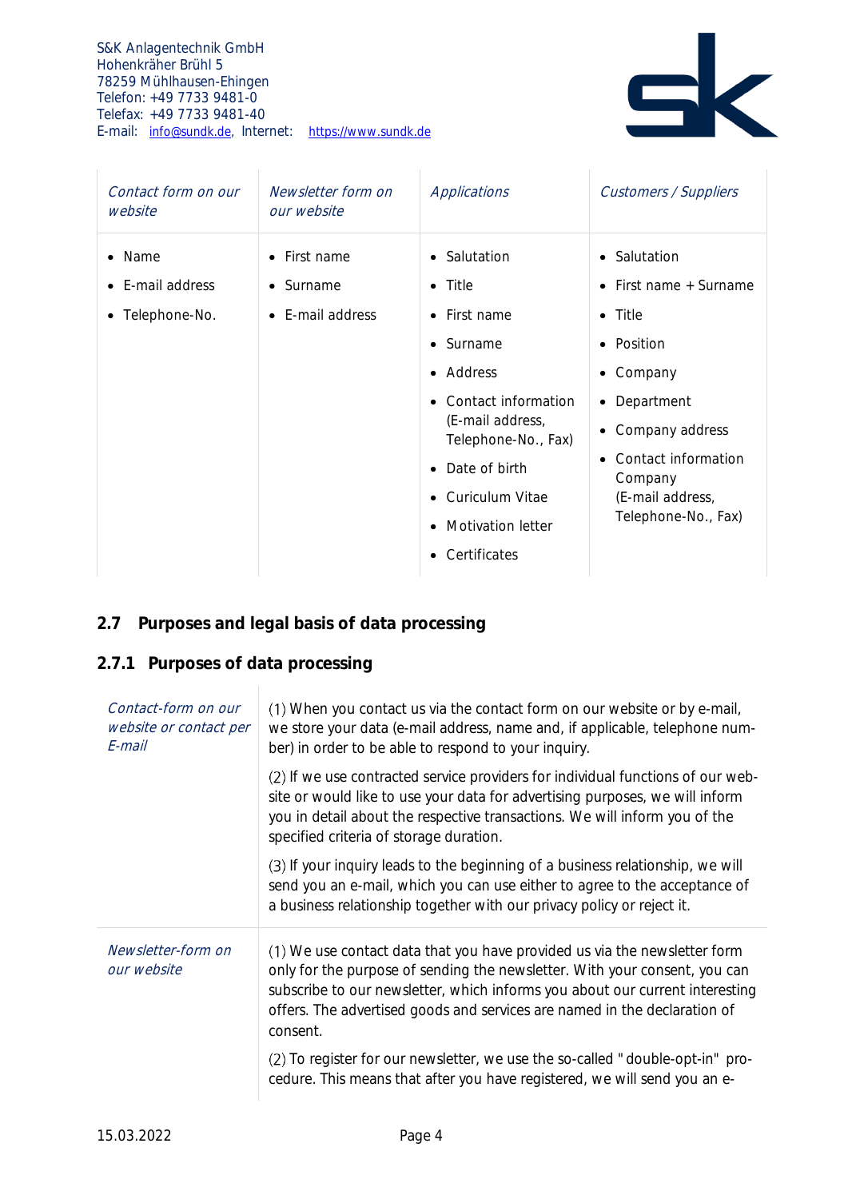| *Contact form on our website* | *Newsletter form on our website* | *Applications* | *Customers / Suppliers* |
|---|---|---|---|
| • Name<br>• E-mail address<br>• Telephone-No. | • First name<br>• Surname<br>• E-mail address | • Salutation<br>• Title<br>• First name<br>• Surname<br>• Address<br>• Contact information (E-mail address, Telephone-No., Fax)<br>• Date of birth<br>• Curiculum Vitae<br>• Motivation letter<br>• Certificates | • Salutation<br>• First name + Surname<br>• Title<br>• Position<br>• Company<br>• Department<br>• Company address<br>• Contact information Company (E-mail address, Telephone-No., Fax) |

## 2.7 Purposes and legal basis of data processing

### 2.7.1 Purposes of data processing

| | |
|---|---|
| *Contact-form on our website or contact per E-mail* | (1) When you contact us via the contact form on our website or by e-mail, we store your data (e-mail address, name and, if applicable, telephone number) in order to be able to respond to your inquiry.<br><br>(2) If we use contracted service providers for individual functions of our website or would like to use your data for advertising purposes, we will inform you in detail about the respective transactions. We will inform you of the specified criteria of storage duration.<br><br>(3) If your inquiry leads to the beginning of a business relationship, we will send you an e-mail, which you can use either to agree to the acceptance of a business relationship together with our privacy policy or reject it. |
| *Newsletter-form on our website* | (1) We use contact data that you have provided us via the newsletter form only for the purpose of sending the newsletter. With your consent, you can subscribe to our newsletter, which informs you about our current interesting offers. The advertised goods and services are named in the declaration of consent.<br><br>(2) To register for our newsletter, we use the so-called "double-opt-in" procedure. This means that after you have registered, we will send you an e- |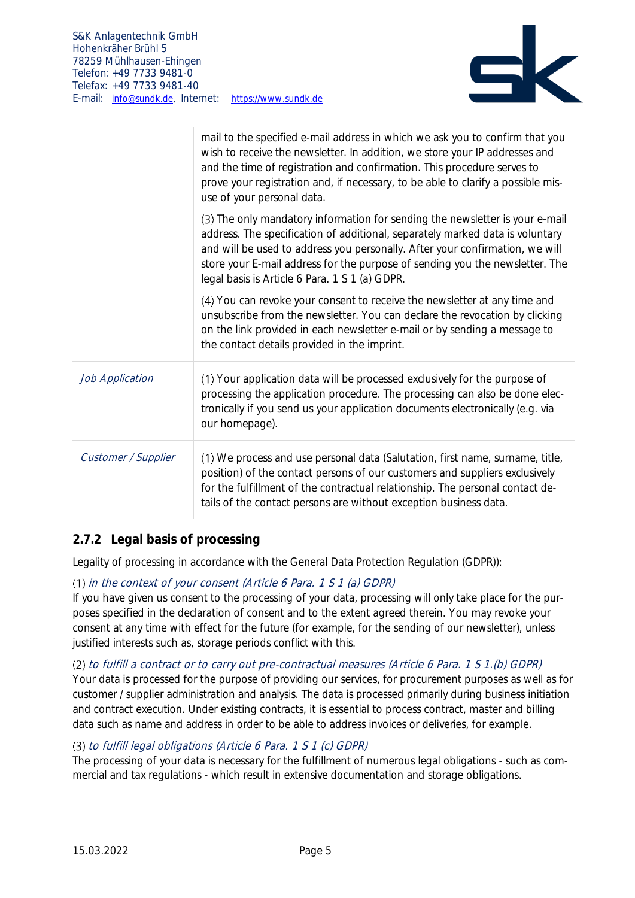| | |
|---|---|
| | mail to the specified e-mail address in which we ask you to confirm that you wish to receive the newsletter. In addition, we store your IP addresses and and the time of registration and confirmation. This procedure serves to prove your registration and, if necessary, to be able to clarify a possible misuse of your personal data.<br><br>(3) The only mandatory information for sending the newsletter is your e-mail address. The specification of additional, separately marked data is voluntary and will be used to address you personally. After your confirmation, we will store your E-mail address for the purpose of sending you the newsletter. The legal basis is Article 6 Para. 1 S 1 (a) GDPR.<br><br>(4) You can revoke your consent to receive the newsletter at any time and unsubscribe from the newsletter. You can declare the revocation by clicking on the link provided in each newsletter e-mail or by sending a message to the contact details provided in the imprint. |
| *Job Application* | (1) Your application data will be processed exclusively for the purpose of processing the application procedure. The processing can also be done electronically if you send us your application documents electronically (e.g. via our homepage). |
| *Customer / Supplier* | (1) We process and use personal data (Salutation, first name, surname, title, position) of the contact persons of our customers and suppliers exclusively for the fulfillment of the contractual relationship. The personal contact details of the contact persons are without exception business data. |

### 2.7.2 Legal basis of processing

Legality of processing in accordance with the General Data Protection Regulation (GDPR)):

(1) *in the context of your consent (Article 6 Para. 1 S 1 (a) GDPR)*
If you have given us consent to the processing of your data, processing will only take place for the purposes specified in the declaration of consent and to the extent agreed therein. You may revoke your consent at any time with effect for the future (for example, for the sending of our newsletter), unless justified interests such as, storage periods conflict with this.

(2) *to fulfill a contract or to carry out pre-contractual measures (Article 6 Para. 1 S 1.(b) GDPR)*
Your data is processed for the purpose of providing our services, for procurement purposes as well as for customer / supplier administration and analysis. The data is processed primarily during business initiation and contract execution. Under existing contracts, it is essential to process contract, master and billing data such as name and address in order to be able to address invoices or deliveries, for example.

(3) *to fulfill legal obligations (Article 6 Para. 1 S 1 (c) GDPR)*
The processing of your data is necessary for the fulfillment of numerous legal obligations - such as commercial and tax regulations - which result in extensive documentation and storage obligations.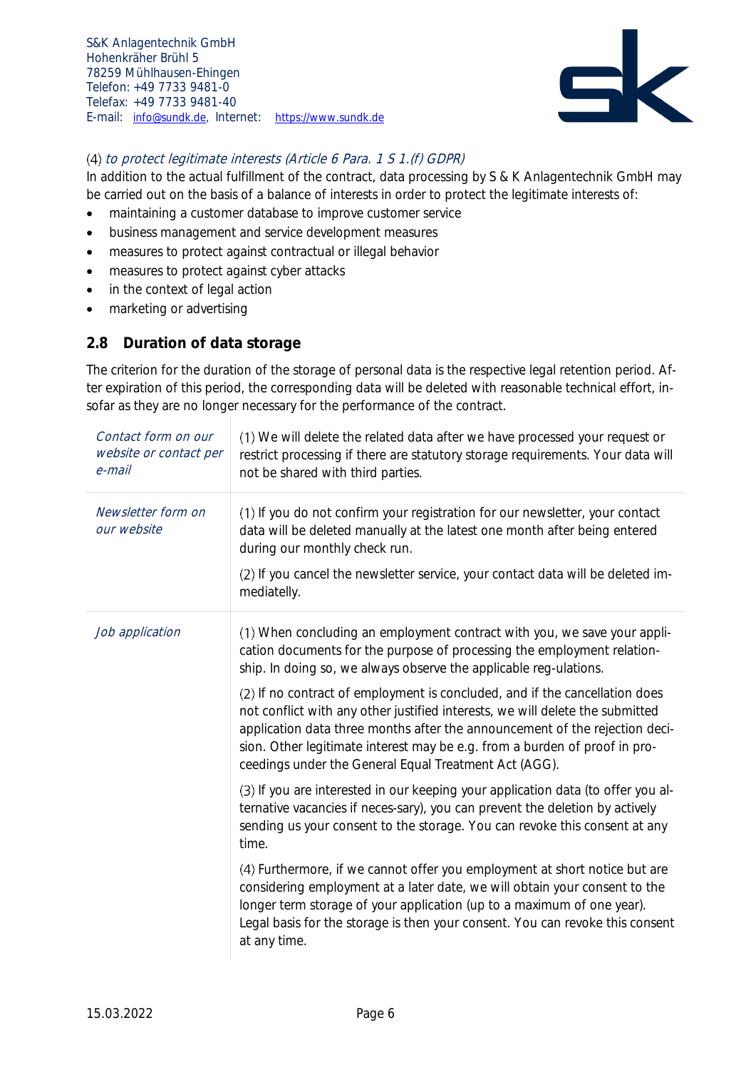(4) *to protect legitimate interests (Article 6 Para. 1 S 1.(f) GDPR)*

In addition to the actual fulfillment of the contract, data processing by S & K Anlagentechnik GmbH may be carried out on the basis of a balance of interests in order to protect the legitimate interests of:

- maintaining a customer database to improve customer service
- business management and service development measures
- measures to protect against contractual or illegal behavior
- measures to protect against cyber attacks
- in the context of legal action
- marketing or advertising

## 2.8 Duration of data storage

The criterion for the duration of the storage of personal data is the respective legal retention period. After expiration of this period, the corresponding data will be deleted with reasonable technical effort, insofar as they are no longer necessary for the performance of the contract.

| | |
|---|---|
| *Contact form on our website or contact per e-mail* | (1) We will delete the related data after we have processed your request or restrict processing if there are statutory storage requirements. Your data will not be shared with third parties. |
| *Newsletter form on our website* | (1) If you do not confirm your registration for our newsletter, your contact data will be deleted manually at the latest one month after being entered during our monthly check run.<br><br>(2) If you cancel the newsletter service, your contact data will be deleted immediatelly. |
| *Job application* | (1) When concluding an employment contract with you, we save your application documents for the purpose of processing the employment relationship. In doing so, we always observe the applicable reg-ulations.<br><br>(2) If no contract of employment is concluded, and if the cancellation does not conflict with any other justified interests, we will delete the submitted application data three months after the announcement of the rejection decision. Other legitimate interest may be e.g. from a burden of proof in proceedings under the General Equal Treatment Act (AGG).<br><br>(3) If you are interested in our keeping your application data (to offer you alternative vacancies if neces-sary), you can prevent the deletion by actively sending us your consent to the storage. You can revoke this consent at any time.<br><br>(4) Furthermore, if we cannot offer you employment at short notice but are considering employment at a later date, we will obtain your consent to the longer term storage of your application (up to a maximum of one year). Legal basis for the storage is then your consent. You can revoke this consent at any time. |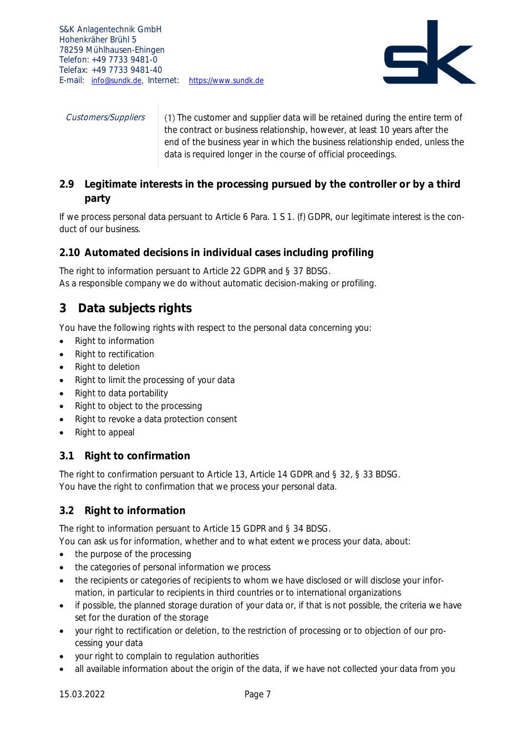| Customers/Suppliers | (1) The customer and supplier data will be retained during the entire term of the contract or business relationship, however, at least 10 years after the end of the business year in which the business relationship ended, unless the data is required longer in the course of official proceedings. |
|---|---|

### 2.9 Legitimate interests in the processing pursued by the controller or by a third party

If we process personal data persuant to Article 6 Para. 1 S 1. (f) GDPR, our legitimate interest is the conduct of our business.

### 2.10 Automated decisions in individual cases including profiling

The right to information persuant to Article 22 GDPR and § 37 BDSG.
As a responsible company we do without automatic decision-making or profiling.

## 3 Data subjects rights

You have the following rights with respect to the personal data concerning you:

- Right to information
- Right to rectification
- Right to deletion
- Right to limit the processing of your data
- Right to data portability
- Right to object to the processing
- Right to revoke a data protection consent
- Right to appeal

### 3.1 Right to confirmation

The right to confirmation persuant to Article 13, Article 14 GDPR and § 32, § 33 BDSG.
You have the right to confirmation that we process your personal data.

### 3.2 Right to information

The right to information persuant to Article 15 GDPR and § 34 BDSG.
You can ask us for information, whether and to what extent we process your data, about:

- the purpose of the processing
- the categories of personal information we process
- the recipients or categories of recipients to whom we have disclosed or will disclose your information, in particular to recipients in third countries or to international organizations
- if possible, the planned storage duration of your data or, if that is not possible, the criteria we have set for the duration of the storage
- your right to rectification or deletion, to the restriction of processing or to objection of our processing your data
- your right to complain to regulation authorities
- all available information about the origin of the data, if we have not collected your data from you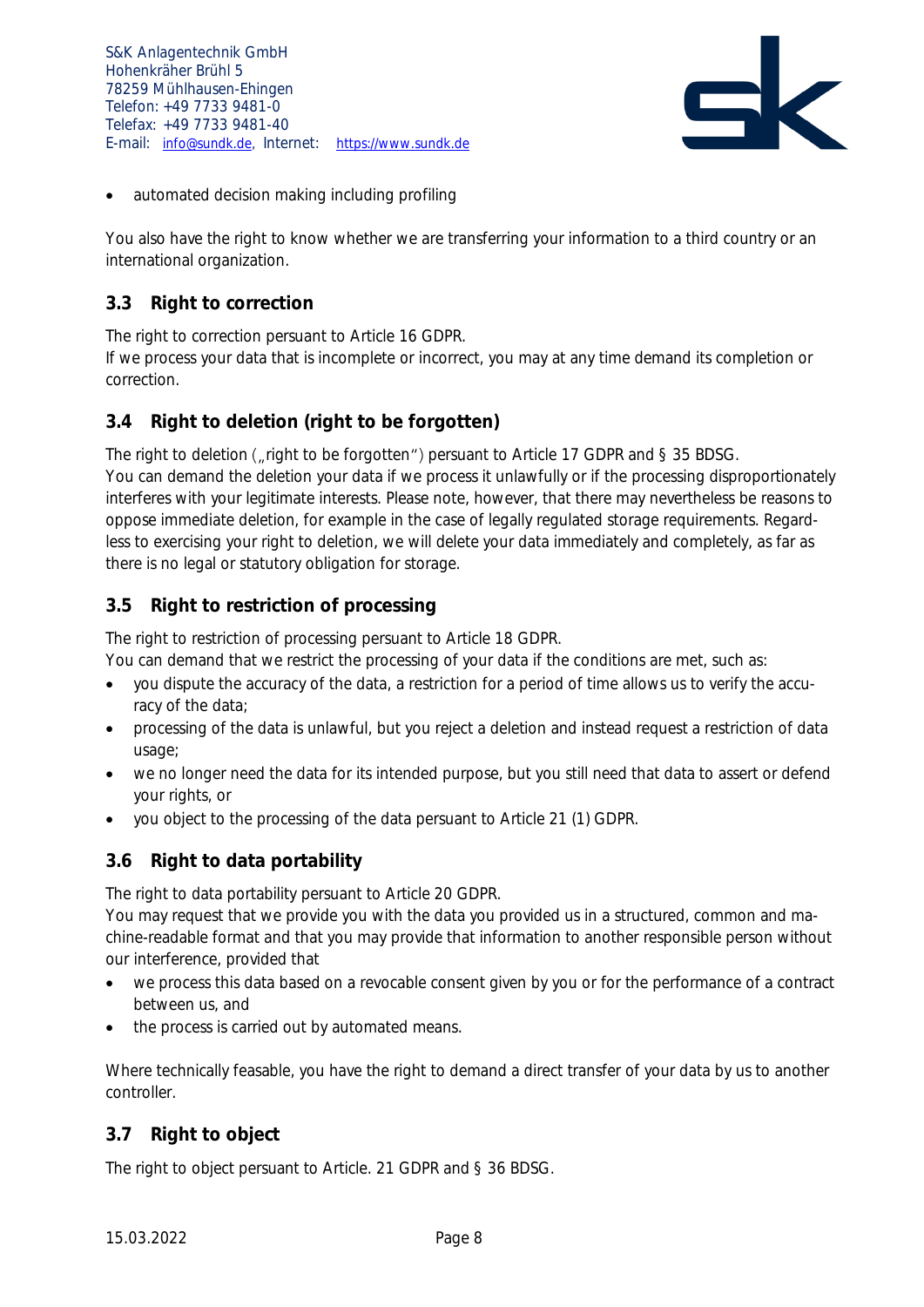- automated decision making including profiling

You also have the right to know whether we are transferring your information to a third country or an international organization.

## 3.3 Right to correction

The right to correction persuant to Article 16 GDPR.
If we process your data that is incomplete or incorrect, you may at any time demand its completion or correction.

## 3.4 Right to deletion (right to be forgotten)

The right to deletion („right to be forgotten") persuant to Article 17 GDPR and § 35 BDSG.
You can demand the deletion your data if we process it unlawfully or if the processing disproportionately interferes with your legitimate interests. Please note, however, that there may nevertheless be reasons to oppose immediate deletion, for example in the case of legally regulated storage requirements. Regardless to exercising your right to deletion, we will delete your data immediately and completely, as far as there is no legal or statutory obligation for storage.

## 3.5 Right to restriction of processing

The right to restriction of processing persuant to Article 18 GDPR.
You can demand that we restrict the processing of your data if the conditions are met, such as:

- you dispute the accuracy of the data, a restriction for a period of time allows us to verify the accuracy of the data;
- processing of the data is unlawful, but you reject a deletion and instead request a restriction of data usage;
- we no longer need the data for its intended purpose, but you still need that data to assert or defend your rights, or
- you object to the processing of the data persuant to Article 21 (1) GDPR.

## 3.6 Right to data portability

The right to data portability persuant to Article 20 GDPR.
You may request that we provide you with the data you provided us in a structured, common and machine-readable format and that you may provide that information to another responsible person without our interference, provided that

- we process this data based on a revocable consent given by you or for the performance of a contract between us, and
- the process is carried out by automated means.

Where technically feasable, you have the right to demand a direct transfer of your data by us to another controller.

## 3.7 Right to object

The right to object persuant to Article. 21 GDPR and § 36 BDSG.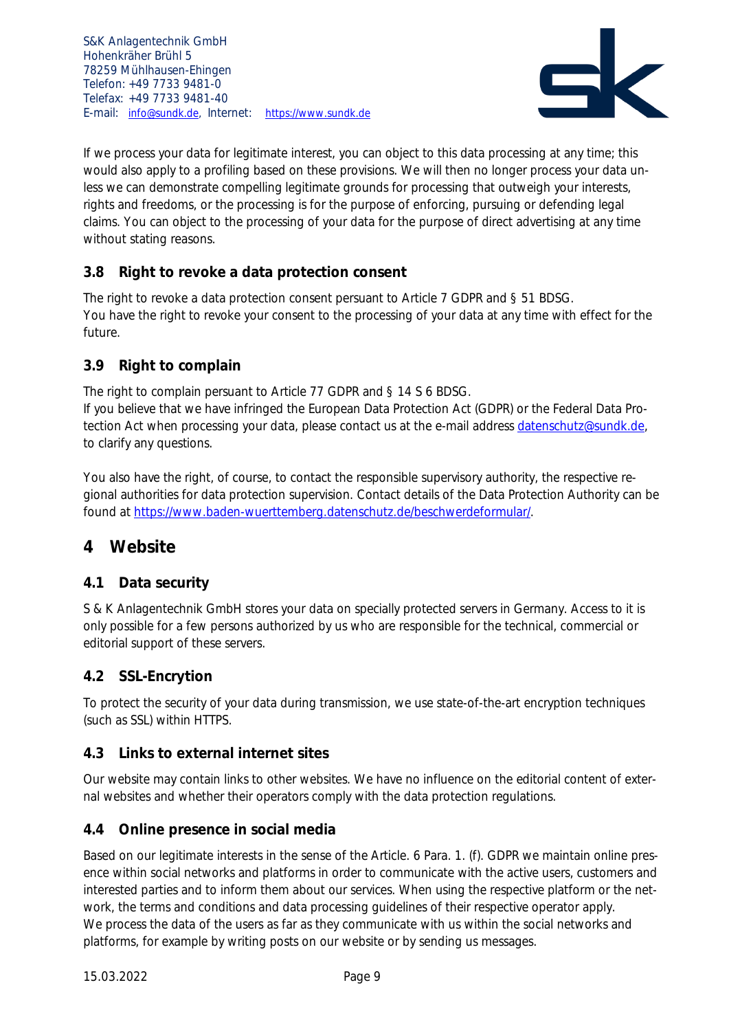If we process your data for legitimate interest, you can object to this data processing at any time; this would also apply to a profiling based on these provisions. We will then no longer process your data unless we can demonstrate compelling legitimate grounds for processing that outweigh your interests, rights and freedoms, or the processing is for the purpose of enforcing, pursuing or defending legal claims. You can object to the processing of your data for the purpose of direct advertising at any time without stating reasons.

### 3.8 Right to revoke a data protection consent

The right to revoke a data protection consent persuant to Article 7 GDPR and § 51 BDSG.
You have the right to revoke your consent to the processing of your data at any time with effect for the future.

### 3.9 Right to complain

The right to complain persuant to Article 77 GDPR and § 14 S 6 BDSG.
If you believe that we have infringed the European Data Protection Act (GDPR) or the Federal Data Protection Act when processing your data, please contact us at the e-mail address datenschutz@sundk.de, to clarify any questions.

You also have the right, of course, to contact the responsible supervisory authority, the respective regional authorities for data protection supervision. Contact details of the Data Protection Authority can be found at https://www.baden-wuerttemberg.datenschutz.de/beschwerdeformular/.

## 4 Website

### 4.1 Data security

S & K Anlagentechnik GmbH stores your data on specially protected servers in Germany. Access to it is only possible for a few persons authorized by us who are responsible for the technical, commercial or editorial support of these servers.

### 4.2 SSL-Encrytion

To protect the security of your data during transmission, we use state-of-the-art encryption techniques (such as SSL) within HTTPS.

### 4.3 Links to external internet sites

Our website may contain links to other websites. We have no influence on the editorial content of external websites and whether their operators comply with the data protection regulations.

### 4.4 Online presence in social media

Based on our legitimate interests in the sense of the Article. 6 Para. 1. (f). GDPR we maintain online presence within social networks and platforms in order to communicate with the active users, customers and interested parties and to inform them about our services. When using the respective platform or the network, the terms and conditions and data processing guidelines of their respective operator apply.
We process the data of the users as far as they communicate with us within the social networks and platforms, for example by writing posts on our website or by sending us messages.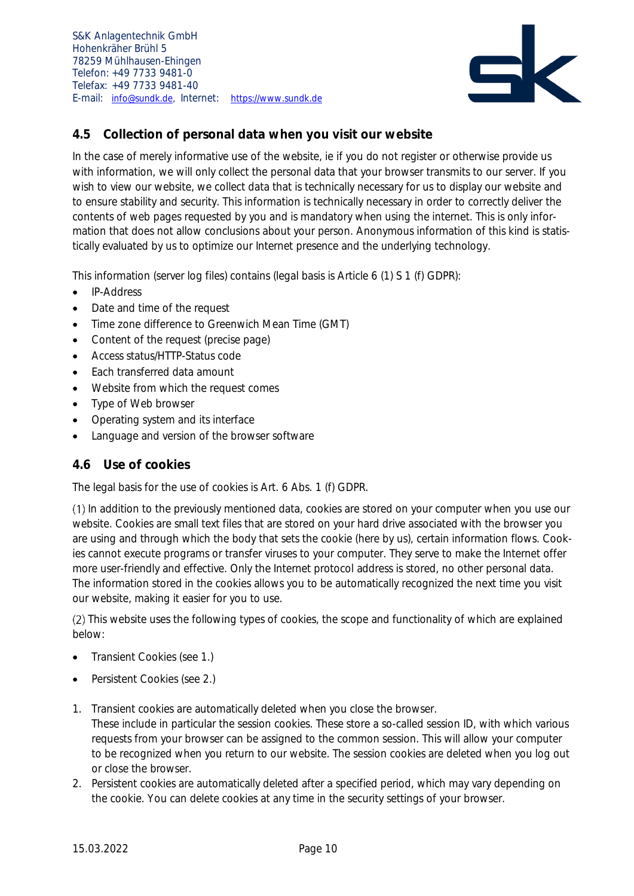## 4.5 Collection of personal data when you visit our website

In the case of merely informative use of the website, ie if you do not register or otherwise provide us with information, we will only collect the personal data that your browser transmits to our server. If you wish to view our website, we collect data that is technically necessary for us to display our website and to ensure stability and security. This information is technically necessary in order to correctly deliver the contents of web pages requested by you and is mandatory when using the internet. This is only information that does not allow conclusions about your person. Anonymous information of this kind is statistically evaluated by us to optimize our Internet presence and the underlying technology.

This information (server log files) contains (legal basis is Article 6 (1) S 1 (f) GDPR):

- IP-Address
- Date and time of the request
- Time zone difference to Greenwich Mean Time (GMT)
- Content of the request (precise page)
- Access status/HTTP-Status code
- Each transferred data amount
- Website from which the request comes
- Type of Web browser
- Operating system and its interface
- Language and version of the browser software

## 4.6 Use of cookies

The legal basis for the use of cookies is Art. 6 Abs. 1 (f) GDPR.

(1) In addition to the previously mentioned data, cookies are stored on your computer when you use our website. Cookies are small text files that are stored on your hard drive associated with the browser you are using and through which the body that sets the cookie (here by us), certain information flows. Cookies cannot execute programs or transfer viruses to your computer. They serve to make the Internet offer more user-friendly and effective. Only the Internet protocol address is stored, no other personal data. The information stored in the cookies allows you to be automatically recognized the next time you visit our website, making it easier for you to use.

(2) This website uses the following types of cookies, the scope and functionality of which are explained below:

- Transient Cookies (see 1.)
- Persistent Cookies (see 2.)

1. Transient cookies are automatically deleted when you close the browser.
   These include in particular the session cookies. These store a so-called session ID, with which various requests from your browser can be assigned to the common session. This will allow your computer to be recognized when you return to our website. The session cookies are deleted when you log out or close the browser.
2. Persistent cookies are automatically deleted after a specified period, which may vary depending on the cookie. You can delete cookies at any time in the security settings of your browser.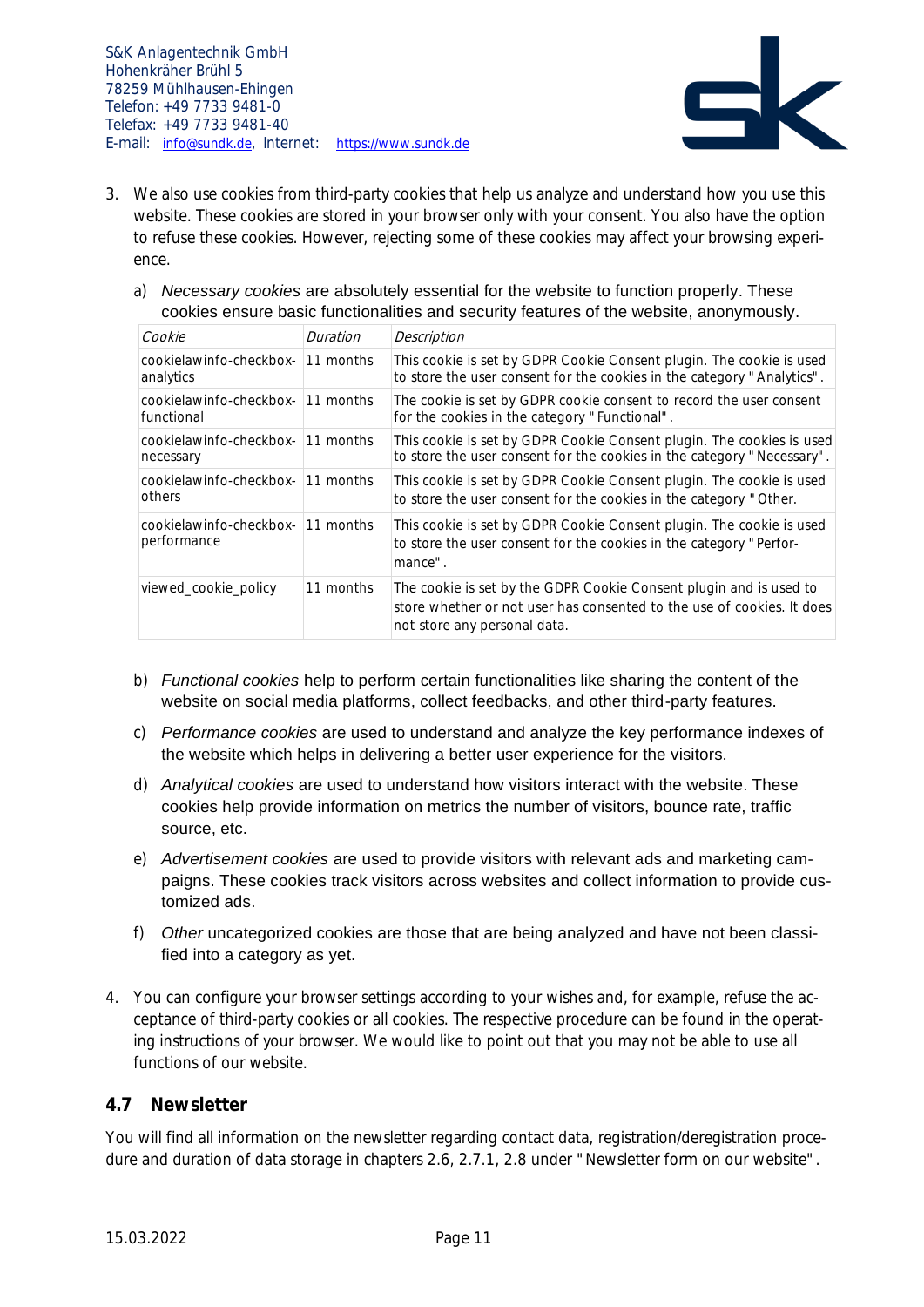3. We also use cookies from third-party cookies that help us analyze and understand how you use this website. These cookies are stored in your browser only with your consent. You also have the option to refuse these cookies. However, rejecting some of these cookies may affect your browsing experience.

   a) *Necessary cookies* are absolutely essential for the website to function properly. These cookies ensure basic functionalities and security features of the website, anonymously.

| *Cookie* | *Duration* | *Description* |
|---|---|---|
| cookielawinfo-checkbox-analytics | 11 months | This cookie is set by GDPR Cookie Consent plugin. The cookie is used to store the user consent for the cookies in the category "Analytics". |
| cookielawinfo-checkbox-functional | 11 months | The cookie is set by GDPR cookie consent to record the user consent for the cookies in the category "Functional". |
| cookielawinfo-checkbox-necessary | 11 months | This cookie is set by GDPR Cookie Consent plugin. The cookies is used to store the user consent for the cookies in the category "Necessary". |
| cookielawinfo-checkbox-others | 11 months | This cookie is set by GDPR Cookie Consent plugin. The cookie is used to store the user consent for the cookies in the category "Other. |
| cookielawinfo-checkbox-performance | 11 months | This cookie is set by GDPR Cookie Consent plugin. The cookie is used to store the user consent for the cookies in the category "Performance". |
| viewed_cookie_policy | 11 months | The cookie is set by the GDPR Cookie Consent plugin and is used to store whether or not user has consented to the use of cookies. It does not store any personal data. |

   b) *Functional cookies* help to perform certain functionalities like sharing the content of the website on social media platforms, collect feedbacks, and other third-party features.

   c) *Performance cookies* are used to understand and analyze the key performance indexes of the website which helps in delivering a better user experience for the visitors.

   d) *Analytical cookies* are used to understand how visitors interact with the website. These cookies help provide information on metrics the number of visitors, bounce rate, traffic source, etc.

   e) *Advertisement cookies* are used to provide visitors with relevant ads and marketing campaigns. These cookies track visitors across websites and collect information to provide customized ads.

   f) *Other* uncategorized cookies are those that are being analyzed and have not been classified into a category as yet.

4. You can configure your browser settings according to your wishes and, for example, refuse the acceptance of third-party cookies or all cookies. The respective procedure can be found in the operating instructions of your browser. We would like to point out that you may not be able to use all functions of our website.

### 4.7 Newsletter

You will find all information on the newsletter regarding contact data, registration/deregistration procedure and duration of data storage in chapters 2.6, 2.7.1, 2.8 under "Newsletter form on our website".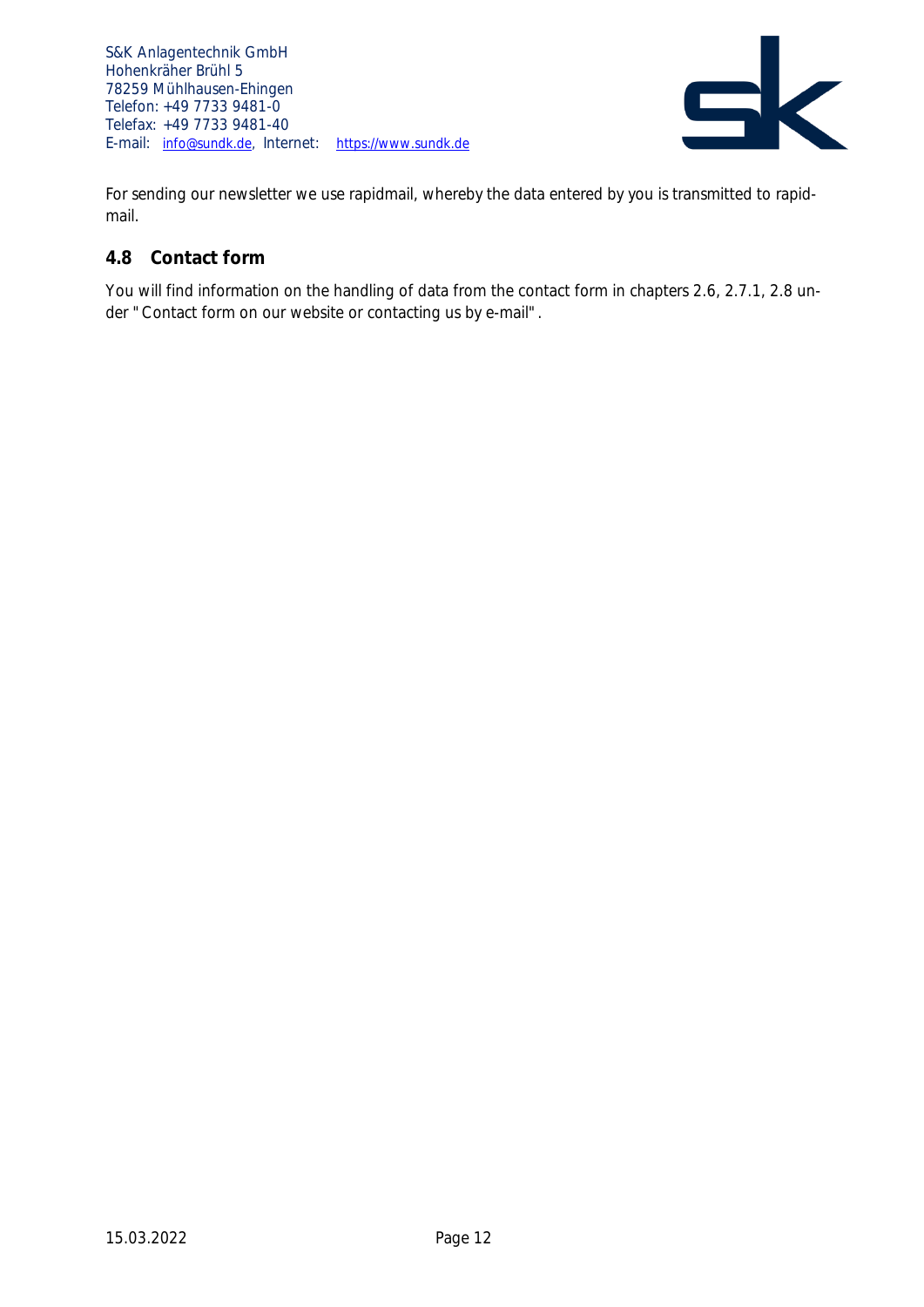For sending our newsletter we use rapidmail, whereby the data entered by you is transmitted to rapidmail.

## 4.8 Contact form

You will find information on the handling of data from the contact form in chapters 2.6, 2.7.1, 2.8 under " Contact form on our website or contacting us by e-mail" .